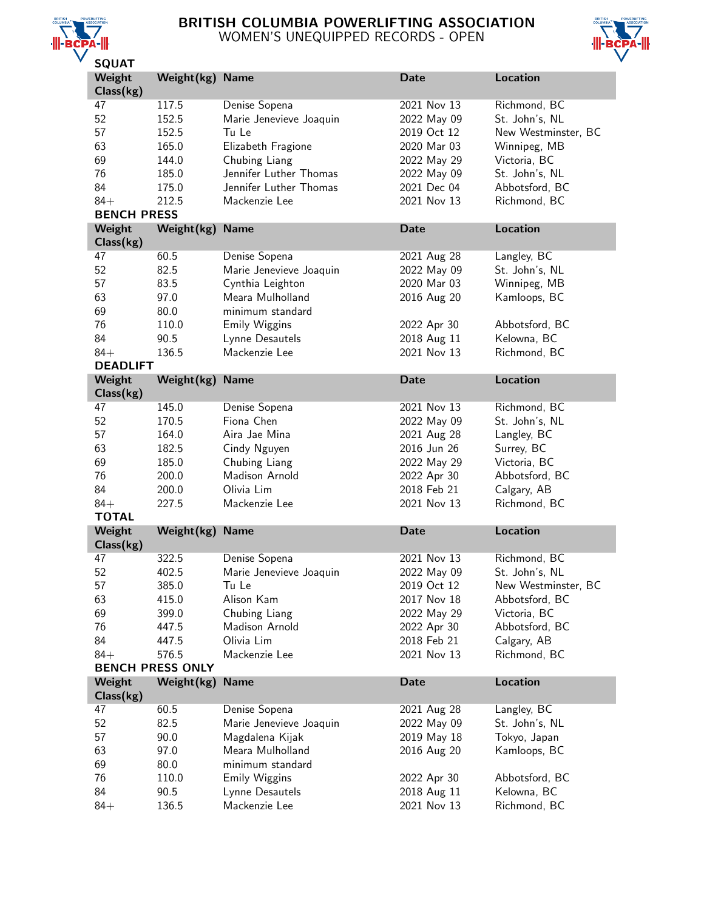# BRITISH COLUMBIA POWERLIFTING ASSOCIATION

## WOMEN'S UNEQUIPPED RECORDS - OPEN

### SQUAT

| Weight Class(kg) | Weight(kg) | Name | Date | Location |
|---|---|---|---|---|
| 47 | 117.5 | Denise Sopena | 2021 Nov 13 | Richmond, BC |
| 52 | 152.5 | Marie Jenevieve Joaquin | 2022 May 09 | St. John's, NL |
| 57 | 152.5 | Tu Le | 2019 Oct 12 | New Westminster, BC |
| 63 | 165.0 | Elizabeth Fragione | 2020 Mar 03 | Winnipeg, MB |
| 69 | 144.0 | Chubing Liang | 2022 May 29 | Victoria, BC |
| 76 | 185.0 | Jennifer Luther Thomas | 2022 May 09 | St. John's, NL |
| 84 | 175.0 | Jennifer Luther Thomas | 2021 Dec 04 | Abbotsford, BC |
| 84+ | 212.5 | Mackenzie Lee | 2021 Nov 13 | Richmond, BC |

### BENCH PRESS

| Weight Class(kg) | Weight(kg) | Name | Date | Location |
|---|---|---|---|---|
| 47 | 60.5 | Denise Sopena | 2021 Aug 28 | Langley, BC |
| 52 | 82.5 | Marie Jenevieve Joaquin | 2022 May 09 | St. John's, NL |
| 57 | 83.5 | Cynthia Leighton | 2020 Mar 03 | Winnipeg, MB |
| 63 | 97.0 | Meara Mulholland | 2016 Aug 20 | Kamloops, BC |
| 69 | 80.0 | minimum standard | | |
| 76 | 110.0 | Emily Wiggins | 2022 Apr 30 | Abbotsford, BC |
| 84 | 90.5 | Lynne Desautels | 2018 Aug 11 | Kelowna, BC |
| 84+ | 136.5 | Mackenzie Lee | 2021 Nov 13 | Richmond, BC |

### DEADLIFT

| Weight Class(kg) | Weight(kg) | Name | Date | Location |
|---|---|---|---|---|
| 47 | 145.0 | Denise Sopena | 2021 Nov 13 | Richmond, BC |
| 52 | 170.5 | Fiona Chen | 2022 May 09 | St. John's, NL |
| 57 | 164.0 | Aira Jae Mina | 2021 Aug 28 | Langley, BC |
| 63 | 182.5 | Cindy Nguyen | 2016 Jun 26 | Surrey, BC |
| 69 | 185.0 | Chubing Liang | 2022 May 29 | Victoria, BC |
| 76 | 200.0 | Madison Arnold | 2022 Apr 30 | Abbotsford, BC |
| 84 | 200.0 | Olivia Lim | 2018 Feb 21 | Calgary, AB |
| 84+ | 227.5 | Mackenzie Lee | 2021 Nov 13 | Richmond, BC |

### TOTAL

| Weight Class(kg) | Weight(kg) | Name | Date | Location |
|---|---|---|---|---|
| 47 | 322.5 | Denise Sopena | 2021 Nov 13 | Richmond, BC |
| 52 | 402.5 | Marie Jenevieve Joaquin | 2022 May 09 | St. John's, NL |
| 57 | 385.0 | Tu Le | 2019 Oct 12 | New Westminster, BC |
| 63 | 415.0 | Alison Kam | 2017 Nov 18 | Abbotsford, BC |
| 69 | 399.0 | Chubing Liang | 2022 May 29 | Victoria, BC |
| 76 | 447.5 | Madison Arnold | 2022 Apr 30 | Abbotsford, BC |
| 84 | 447.5 | Olivia Lim | 2018 Feb 21 | Calgary, AB |
| 84+ | 576.5 | Mackenzie Lee | 2021 Nov 13 | Richmond, BC |

### BENCH PRESS ONLY

| Weight Class(kg) | Weight(kg) | Name | Date | Location |
|---|---|---|---|---|
| 47 | 60.5 | Denise Sopena | 2021 Aug 28 | Langley, BC |
| 52 | 82.5 | Marie Jenevieve Joaquin | 2022 May 09 | St. John's, NL |
| 57 | 90.0 | Magdalena Kijak | 2019 May 18 | Tokyo, Japan |
| 63 | 97.0 | Meara Mulholland | 2016 Aug 20 | Kamloops, BC |
| 69 | 80.0 | minimum standard | | |
| 76 | 110.0 | Emily Wiggins | 2022 Apr 30 | Abbotsford, BC |
| 84 | 90.5 | Lynne Desautels | 2018 Aug 11 | Kelowna, BC |
| 84+ | 136.5 | Mackenzie Lee | 2021 Nov 13 | Richmond, BC |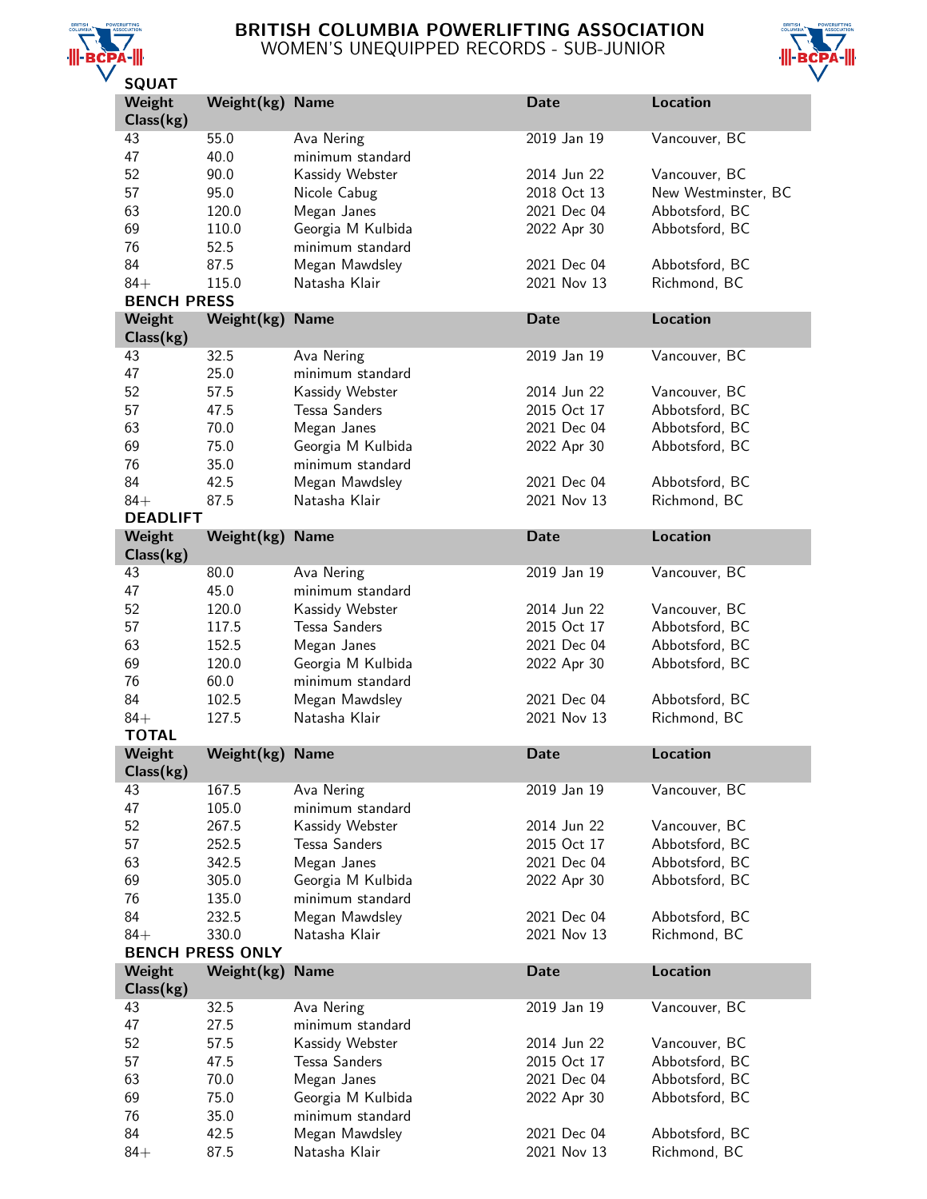# BRITISH COLUMBIA POWERLIFTING ASSOCIATION
## WOMEN'S UNEQUIPPED RECORDS - SUB-JUNIOR

### SQUAT

| Weight Class(kg) | Weight(kg) | Name | Date | Location |
|---|---|---|---|---|
| 43 | 55.0 | Ava Nering | 2019 Jan 19 | Vancouver, BC |
| 47 | 40.0 | minimum standard | | |
| 52 | 90.0 | Kassidy Webster | 2014 Jun 22 | Vancouver, BC |
| 57 | 95.0 | Nicole Cabug | 2018 Oct 13 | New Westminster, BC |
| 63 | 120.0 | Megan Janes | 2021 Dec 04 | Abbotsford, BC |
| 69 | 110.0 | Georgia M Kulbida | 2022 Apr 30 | Abbotsford, BC |
| 76 | 52.5 | minimum standard | | |
| 84 | 87.5 | Megan Mawdsley | 2021 Dec 04 | Abbotsford, BC |
| 84+ | 115.0 | Natasha Klair | 2021 Nov 13 | Richmond, BC |

### BENCH PRESS

| Weight Class(kg) | Weight(kg) | Name | Date | Location |
|---|---|---|---|---|
| 43 | 32.5 | Ava Nering | 2019 Jan 19 | Vancouver, BC |
| 47 | 25.0 | minimum standard | | |
| 52 | 57.5 | Kassidy Webster | 2014 Jun 22 | Vancouver, BC |
| 57 | 47.5 | Tessa Sanders | 2015 Oct 17 | Abbotsford, BC |
| 63 | 70.0 | Megan Janes | 2021 Dec 04 | Abbotsford, BC |
| 69 | 75.0 | Georgia M Kulbida | 2022 Apr 30 | Abbotsford, BC |
| 76 | 35.0 | minimum standard | | |
| 84 | 42.5 | Megan Mawdsley | 2021 Dec 04 | Abbotsford, BC |
| 84+ | 87.5 | Natasha Klair | 2021 Nov 13 | Richmond, BC |

### DEADLIFT

| Weight Class(kg) | Weight(kg) | Name | Date | Location |
|---|---|---|---|---|
| 43 | 80.0 | Ava Nering | 2019 Jan 19 | Vancouver, BC |
| 47 | 45.0 | minimum standard | | |
| 52 | 120.0 | Kassidy Webster | 2014 Jun 22 | Vancouver, BC |
| 57 | 117.5 | Tessa Sanders | 2015 Oct 17 | Abbotsford, BC |
| 63 | 152.5 | Megan Janes | 2021 Dec 04 | Abbotsford, BC |
| 69 | 120.0 | Georgia M Kulbida | 2022 Apr 30 | Abbotsford, BC |
| 76 | 60.0 | minimum standard | | |
| 84 | 102.5 | Megan Mawdsley | 2021 Dec 04 | Abbotsford, BC |
| 84+ | 127.5 | Natasha Klair | 2021 Nov 13 | Richmond, BC |

### TOTAL

| Weight Class(kg) | Weight(kg) | Name | Date | Location |
|---|---|---|---|---|
| 43 | 167.5 | Ava Nering | 2019 Jan 19 | Vancouver, BC |
| 47 | 105.0 | minimum standard | | |
| 52 | 267.5 | Kassidy Webster | 2014 Jun 22 | Vancouver, BC |
| 57 | 252.5 | Tessa Sanders | 2015 Oct 17 | Abbotsford, BC |
| 63 | 342.5 | Megan Janes | 2021 Dec 04 | Abbotsford, BC |
| 69 | 305.0 | Georgia M Kulbida | 2022 Apr 30 | Abbotsford, BC |
| 76 | 135.0 | minimum standard | | |
| 84 | 232.5 | Megan Mawdsley | 2021 Dec 04 | Abbotsford, BC |
| 84+ | 330.0 | Natasha Klair | 2021 Nov 13 | Richmond, BC |

### BENCH PRESS ONLY

| Weight Class(kg) | Weight(kg) | Name | Date | Location |
|---|---|---|---|---|
| 43 | 32.5 | Ava Nering | 2019 Jan 19 | Vancouver, BC |
| 47 | 27.5 | minimum standard | | |
| 52 | 57.5 | Kassidy Webster | 2014 Jun 22 | Vancouver, BC |
| 57 | 47.5 | Tessa Sanders | 2015 Oct 17 | Abbotsford, BC |
| 63 | 70.0 | Megan Janes | 2021 Dec 04 | Abbotsford, BC |
| 69 | 75.0 | Georgia M Kulbida | 2022 Apr 30 | Abbotsford, BC |
| 76 | 35.0 | minimum standard | | |
| 84 | 42.5 | Megan Mawdsley | 2021 Dec 04 | Abbotsford, BC |
| 84+ | 87.5 | Natasha Klair | 2021 Nov 13 | Richmond, BC |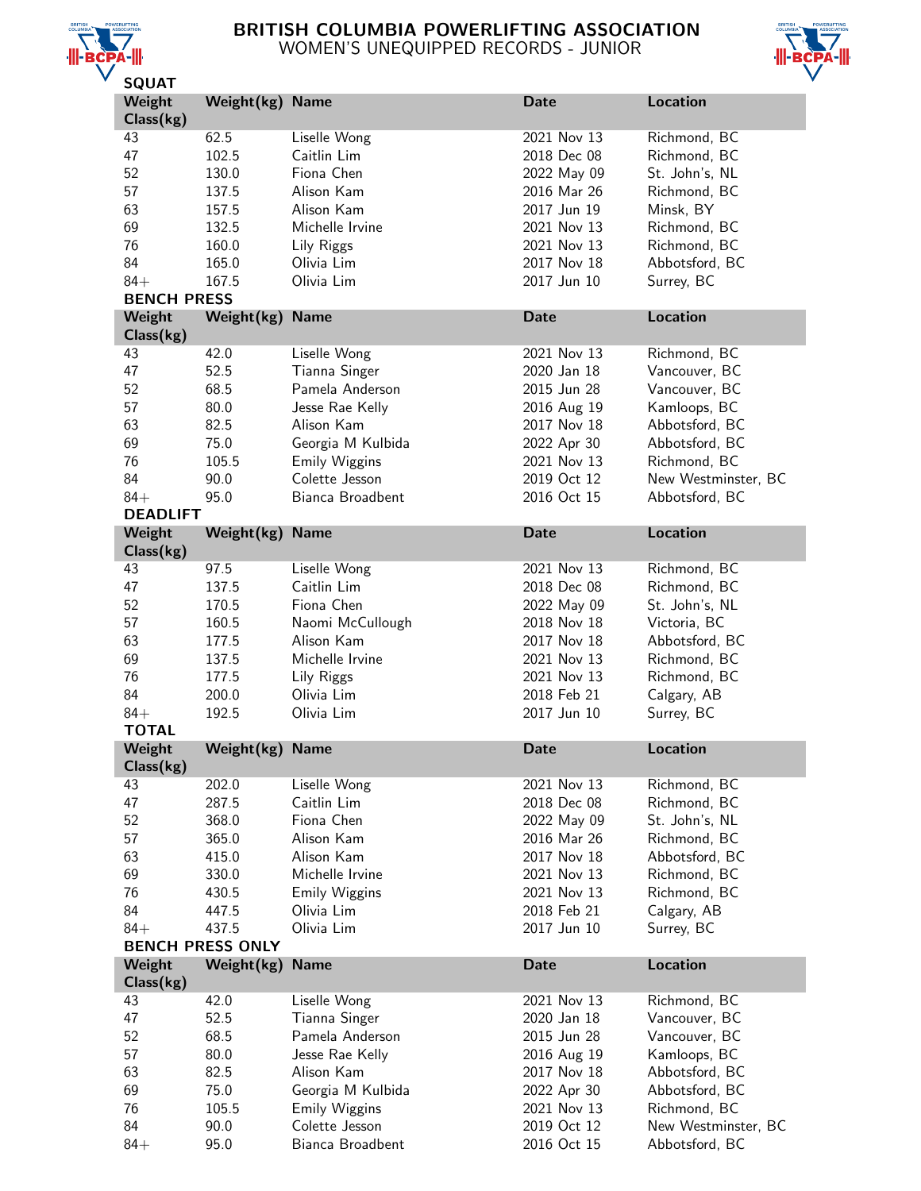# BRITISH COLUMBIA POWERLIFTING ASSOCIATION
## WOMEN'S UNEQUIPPED RECORDS - JUNIOR

### SQUAT

| Weight Class(kg) | Weight(kg) | Name | Date | Location |
|---|---|---|---|---|
| 43 | 62.5 | Liselle Wong | 2021 Nov 13 | Richmond, BC |
| 47 | 102.5 | Caitlin Lim | 2018 Dec 08 | Richmond, BC |
| 52 | 130.0 | Fiona Chen | 2022 May 09 | St. John's, NL |
| 57 | 137.5 | Alison Kam | 2016 Mar 26 | Richmond, BC |
| 63 | 157.5 | Alison Kam | 2017 Jun 19 | Minsk, BY |
| 69 | 132.5 | Michelle Irvine | 2021 Nov 13 | Richmond, BC |
| 76 | 160.0 | Lily Riggs | 2021 Nov 13 | Richmond, BC |
| 84 | 165.0 | Olivia Lim | 2017 Nov 18 | Abbotsford, BC |
| 84+ | 167.5 | Olivia Lim | 2017 Jun 10 | Surrey, BC |

### BENCH PRESS

| Weight Class(kg) | Weight(kg) | Name | Date | Location |
|---|---|---|---|---|
| 43 | 42.0 | Liselle Wong | 2021 Nov 13 | Richmond, BC |
| 47 | 52.5 | Tianna Singer | 2020 Jan 18 | Vancouver, BC |
| 52 | 68.5 | Pamela Anderson | 2015 Jun 28 | Vancouver, BC |
| 57 | 80.0 | Jesse Rae Kelly | 2016 Aug 19 | Kamloops, BC |
| 63 | 82.5 | Alison Kam | 2017 Nov 18 | Abbotsford, BC |
| 69 | 75.0 | Georgia M Kulbida | 2022 Apr 30 | Abbotsford, BC |
| 76 | 105.5 | Emily Wiggins | 2021 Nov 13 | Richmond, BC |
| 84 | 90.0 | Colette Jesson | 2019 Oct 12 | New Westminster, BC |
| 84+ | 95.0 | Bianca Broadbent | 2016 Oct 15 | Abbotsford, BC |

### DEADLIFT

| Weight Class(kg) | Weight(kg) | Name | Date | Location |
|---|---|---|---|---|
| 43 | 97.5 | Liselle Wong | 2021 Nov 13 | Richmond, BC |
| 47 | 137.5 | Caitlin Lim | 2018 Dec 08 | Richmond, BC |
| 52 | 170.5 | Fiona Chen | 2022 May 09 | St. John's, NL |
| 57 | 160.5 | Naomi McCullough | 2018 Nov 18 | Victoria, BC |
| 63 | 177.5 | Alison Kam | 2017 Nov 18 | Abbotsford, BC |
| 69 | 137.5 | Michelle Irvine | 2021 Nov 13 | Richmond, BC |
| 76 | 177.5 | Lily Riggs | 2021 Nov 13 | Richmond, BC |
| 84 | 200.0 | Olivia Lim | 2018 Feb 21 | Calgary, AB |
| 84+ | 192.5 | Olivia Lim | 2017 Jun 10 | Surrey, BC |

### TOTAL

| Weight Class(kg) | Weight(kg) | Name | Date | Location |
|---|---|---|---|---|
| 43 | 202.0 | Liselle Wong | 2021 Nov 13 | Richmond, BC |
| 47 | 287.5 | Caitlin Lim | 2018 Dec 08 | Richmond, BC |
| 52 | 368.0 | Fiona Chen | 2022 May 09 | St. John's, NL |
| 57 | 365.0 | Alison Kam | 2016 Mar 26 | Richmond, BC |
| 63 | 415.0 | Alison Kam | 2017 Nov 18 | Abbotsford, BC |
| 69 | 330.0 | Michelle Irvine | 2021 Nov 13 | Richmond, BC |
| 76 | 430.5 | Emily Wiggins | 2021 Nov 13 | Richmond, BC |
| 84 | 447.5 | Olivia Lim | 2018 Feb 21 | Calgary, AB |
| 84+ | 437.5 | Olivia Lim | 2017 Jun 10 | Surrey, BC |

### BENCH PRESS ONLY

| Weight Class(kg) | Weight(kg) | Name | Date | Location |
|---|---|---|---|---|
| 43 | 42.0 | Liselle Wong | 2021 Nov 13 | Richmond, BC |
| 47 | 52.5 | Tianna Singer | 2020 Jan 18 | Vancouver, BC |
| 52 | 68.5 | Pamela Anderson | 2015 Jun 28 | Vancouver, BC |
| 57 | 80.0 | Jesse Rae Kelly | 2016 Aug 19 | Kamloops, BC |
| 63 | 82.5 | Alison Kam | 2017 Nov 18 | Abbotsford, BC |
| 69 | 75.0 | Georgia M Kulbida | 2022 Apr 30 | Abbotsford, BC |
| 76 | 105.5 | Emily Wiggins | 2021 Nov 13 | Richmond, BC |
| 84 | 90.0 | Colette Jesson | 2019 Oct 12 | New Westminster, BC |
| 84+ | 95.0 | Bianca Broadbent | 2016 Oct 15 | Abbotsford, BC |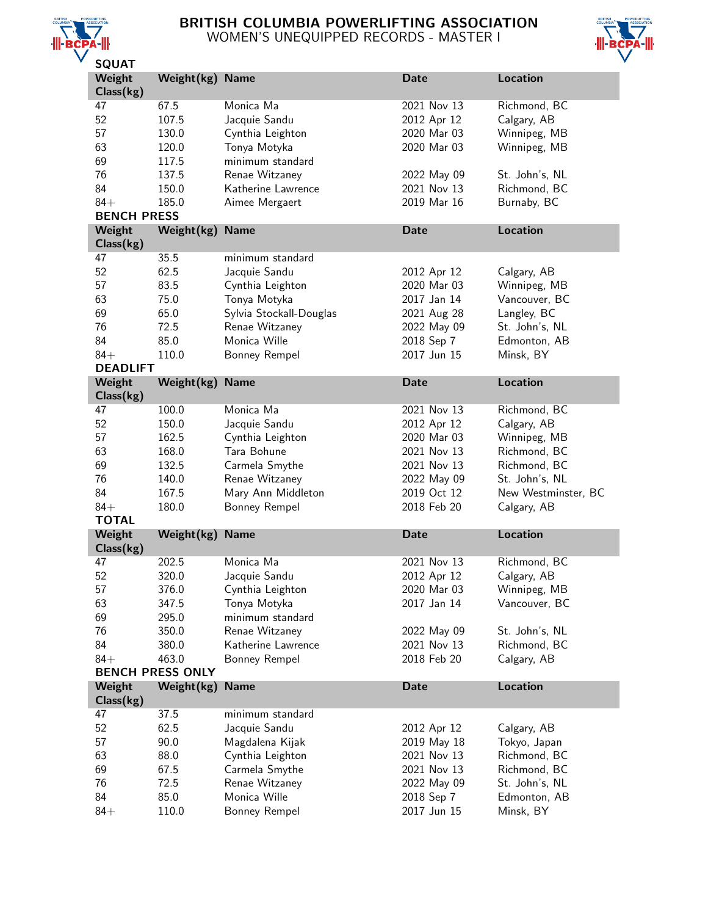# BRITISH COLUMBIA POWERLIFTING ASSOCIATION
## WOMEN'S UNEQUIPPED RECORDS - MASTER I

### SQUAT

| Weight Class(kg) | Weight(kg) | Name | Date | Location |
|---|---|---|---|---|
| 47 | 67.5 | Monica Ma | 2021 Nov 13 | Richmond, BC |
| 52 | 107.5 | Jacquie Sandu | 2012 Apr 12 | Calgary, AB |
| 57 | 130.0 | Cynthia Leighton | 2020 Mar 03 | Winnipeg, MB |
| 63 | 120.0 | Tonya Motyka | 2020 Mar 03 | Winnipeg, MB |
| 69 | 117.5 | minimum standard | | |
| 76 | 137.5 | Renae Witzaney | 2022 May 09 | St. John's, NL |
| 84 | 150.0 | Katherine Lawrence | 2021 Nov 13 | Richmond, BC |
| 84+ | 185.0 | Aimee Mergaert | 2019 Mar 16 | Burnaby, BC |

### BENCH PRESS

| Weight Class(kg) | Weight(kg) | Name | Date | Location |
|---|---|---|---|---|
| 47 | 35.5 | minimum standard | | |
| 52 | 62.5 | Jacquie Sandu | 2012 Apr 12 | Calgary, AB |
| 57 | 83.5 | Cynthia Leighton | 2020 Mar 03 | Winnipeg, MB |
| 63 | 75.0 | Tonya Motyka | 2017 Jan 14 | Vancouver, BC |
| 69 | 65.0 | Sylvia Stockall-Douglas | 2021 Aug 28 | Langley, BC |
| 76 | 72.5 | Renae Witzaney | 2022 May 09 | St. John's, NL |
| 84 | 85.0 | Monica Wille | 2018 Sep 7 | Edmonton, AB |
| 84+ | 110.0 | Bonney Rempel | 2017 Jun 15 | Minsk, BY |

### DEADLIFT

| Weight Class(kg) | Weight(kg) | Name | Date | Location |
|---|---|---|---|---|
| 47 | 100.0 | Monica Ma | 2021 Nov 13 | Richmond, BC |
| 52 | 150.0 | Jacquie Sandu | 2012 Apr 12 | Calgary, AB |
| 57 | 162.5 | Cynthia Leighton | 2020 Mar 03 | Winnipeg, MB |
| 63 | 168.0 | Tara Bohune | 2021 Nov 13 | Richmond, BC |
| 69 | 132.5 | Carmela Smythe | 2021 Nov 13 | Richmond, BC |
| 76 | 140.0 | Renae Witzaney | 2022 May 09 | St. John's, NL |
| 84 | 167.5 | Mary Ann Middleton | 2019 Oct 12 | New Westminster, BC |
| 84+ | 180.0 | Bonney Rempel | 2018 Feb 20 | Calgary, AB |

### TOTAL

| Weight Class(kg) | Weight(kg) | Name | Date | Location |
|---|---|---|---|---|
| 47 | 202.5 | Monica Ma | 2021 Nov 13 | Richmond, BC |
| 52 | 320.0 | Jacquie Sandu | 2012 Apr 12 | Calgary, AB |
| 57 | 376.0 | Cynthia Leighton | 2020 Mar 03 | Winnipeg, MB |
| 63 | 347.5 | Tonya Motyka | 2017 Jan 14 | Vancouver, BC |
| 69 | 295.0 | minimum standard | | |
| 76 | 350.0 | Renae Witzaney | 2022 May 09 | St. John's, NL |
| 84 | 380.0 | Katherine Lawrence | 2021 Nov 13 | Richmond, BC |
| 84+ | 463.0 | Bonney Rempel | 2018 Feb 20 | Calgary, AB |

### BENCH PRESS ONLY

| Weight Class(kg) | Weight(kg) | Name | Date | Location |
|---|---|---|---|---|
| 47 | 37.5 | minimum standard | | |
| 52 | 62.5 | Jacquie Sandu | 2012 Apr 12 | Calgary, AB |
| 57 | 90.0 | Magdalena Kijak | 2019 May 18 | Tokyo, Japan |
| 63 | 88.0 | Cynthia Leighton | 2021 Nov 13 | Richmond, BC |
| 69 | 67.5 | Carmela Smythe | 2021 Nov 13 | Richmond, BC |
| 76 | 72.5 | Renae Witzaney | 2022 May 09 | St. John's, NL |
| 84 | 85.0 | Monica Wille | 2018 Sep 7 | Edmonton, AB |
| 84+ | 110.0 | Bonney Rempel | 2017 Jun 15 | Minsk, BY |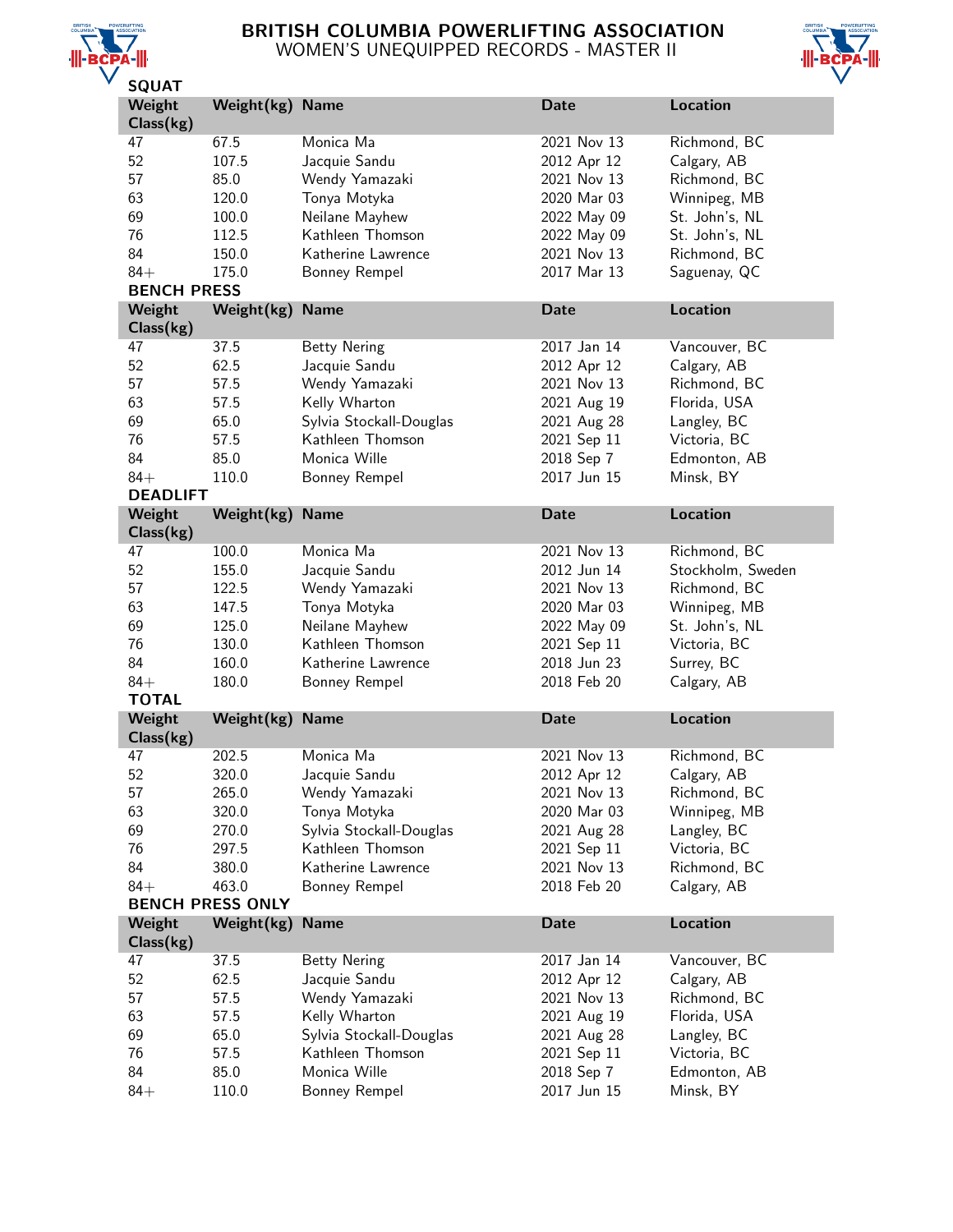# BRITISH COLUMBIA POWERLIFTING ASSOCIATION
## WOMEN'S UNEQUIPPED RECORDS - MASTER II

### SQUAT

| Weight Class(kg) | Weight(kg) | Name | Date | Location |
|---|---|---|---|---|
| 47 | 67.5 | Monica Ma | 2021 Nov 13 | Richmond, BC |
| 52 | 107.5 | Jacquie Sandu | 2012 Apr 12 | Calgary, AB |
| 57 | 85.0 | Wendy Yamazaki | 2021 Nov 13 | Richmond, BC |
| 63 | 120.0 | Tonya Motyka | 2020 Mar 03 | Winnipeg, MB |
| 69 | 100.0 | Neilane Mayhew | 2022 May 09 | St. John's, NL |
| 76 | 112.5 | Kathleen Thomson | 2022 May 09 | St. John's, NL |
| 84 | 150.0 | Katherine Lawrence | 2021 Nov 13 | Richmond, BC |
| 84+ | 175.0 | Bonney Rempel | 2017 Mar 13 | Saguenay, QC |

### BENCH PRESS

| Weight Class(kg) | Weight(kg) | Name | Date | Location |
|---|---|---|---|---|
| 47 | 37.5 | Betty Nering | 2017 Jan 14 | Vancouver, BC |
| 52 | 62.5 | Jacquie Sandu | 2012 Apr 12 | Calgary, AB |
| 57 | 57.5 | Wendy Yamazaki | 2021 Nov 13 | Richmond, BC |
| 63 | 57.5 | Kelly Wharton | 2021 Aug 19 | Florida, USA |
| 69 | 65.0 | Sylvia Stockall-Douglas | 2021 Aug 28 | Langley, BC |
| 76 | 57.5 | Kathleen Thomson | 2021 Sep 11 | Victoria, BC |
| 84 | 85.0 | Monica Wille | 2018 Sep 7 | Edmonton, AB |
| 84+ | 110.0 | Bonney Rempel | 2017 Jun 15 | Minsk, BY |

### DEADLIFT

| Weight Class(kg) | Weight(kg) | Name | Date | Location |
|---|---|---|---|---|
| 47 | 100.0 | Monica Ma | 2021 Nov 13 | Richmond, BC |
| 52 | 155.0 | Jacquie Sandu | 2012 Jun 14 | Stockholm, Sweden |
| 57 | 122.5 | Wendy Yamazaki | 2021 Nov 13 | Richmond, BC |
| 63 | 147.5 | Tonya Motyka | 2020 Mar 03 | Winnipeg, MB |
| 69 | 125.0 | Neilane Mayhew | 2022 May 09 | St. John's, NL |
| 76 | 130.0 | Kathleen Thomson | 2021 Sep 11 | Victoria, BC |
| 84 | 160.0 | Katherine Lawrence | 2018 Jun 23 | Surrey, BC |
| 84+ | 180.0 | Bonney Rempel | 2018 Feb 20 | Calgary, AB |

### TOTAL

| Weight Class(kg) | Weight(kg) | Name | Date | Location |
|---|---|---|---|---|
| 47 | 202.5 | Monica Ma | 2021 Nov 13 | Richmond, BC |
| 52 | 320.0 | Jacquie Sandu | 2012 Apr 12 | Calgary, AB |
| 57 | 265.0 | Wendy Yamazaki | 2021 Nov 13 | Richmond, BC |
| 63 | 320.0 | Tonya Motyka | 2020 Mar 03 | Winnipeg, MB |
| 69 | 270.0 | Sylvia Stockall-Douglas | 2021 Aug 28 | Langley, BC |
| 76 | 297.5 | Kathleen Thomson | 2021 Sep 11 | Victoria, BC |
| 84 | 380.0 | Katherine Lawrence | 2021 Nov 13 | Richmond, BC |
| 84+ | 463.0 | Bonney Rempel | 2018 Feb 20 | Calgary, AB |

### BENCH PRESS ONLY

| Weight Class(kg) | Weight(kg) | Name | Date | Location |
|---|---|---|---|---|
| 47 | 37.5 | Betty Nering | 2017 Jan 14 | Vancouver, BC |
| 52 | 62.5 | Jacquie Sandu | 2012 Apr 12 | Calgary, AB |
| 57 | 57.5 | Wendy Yamazaki | 2021 Nov 13 | Richmond, BC |
| 63 | 57.5 | Kelly Wharton | 2021 Aug 19 | Florida, USA |
| 69 | 65.0 | Sylvia Stockall-Douglas | 2021 Aug 28 | Langley, BC |
| 76 | 57.5 | Kathleen Thomson | 2021 Sep 11 | Victoria, BC |
| 84 | 85.0 | Monica Wille | 2018 Sep 7 | Edmonton, AB |
| 84+ | 110.0 | Bonney Rempel | 2017 Jun 15 | Minsk, BY |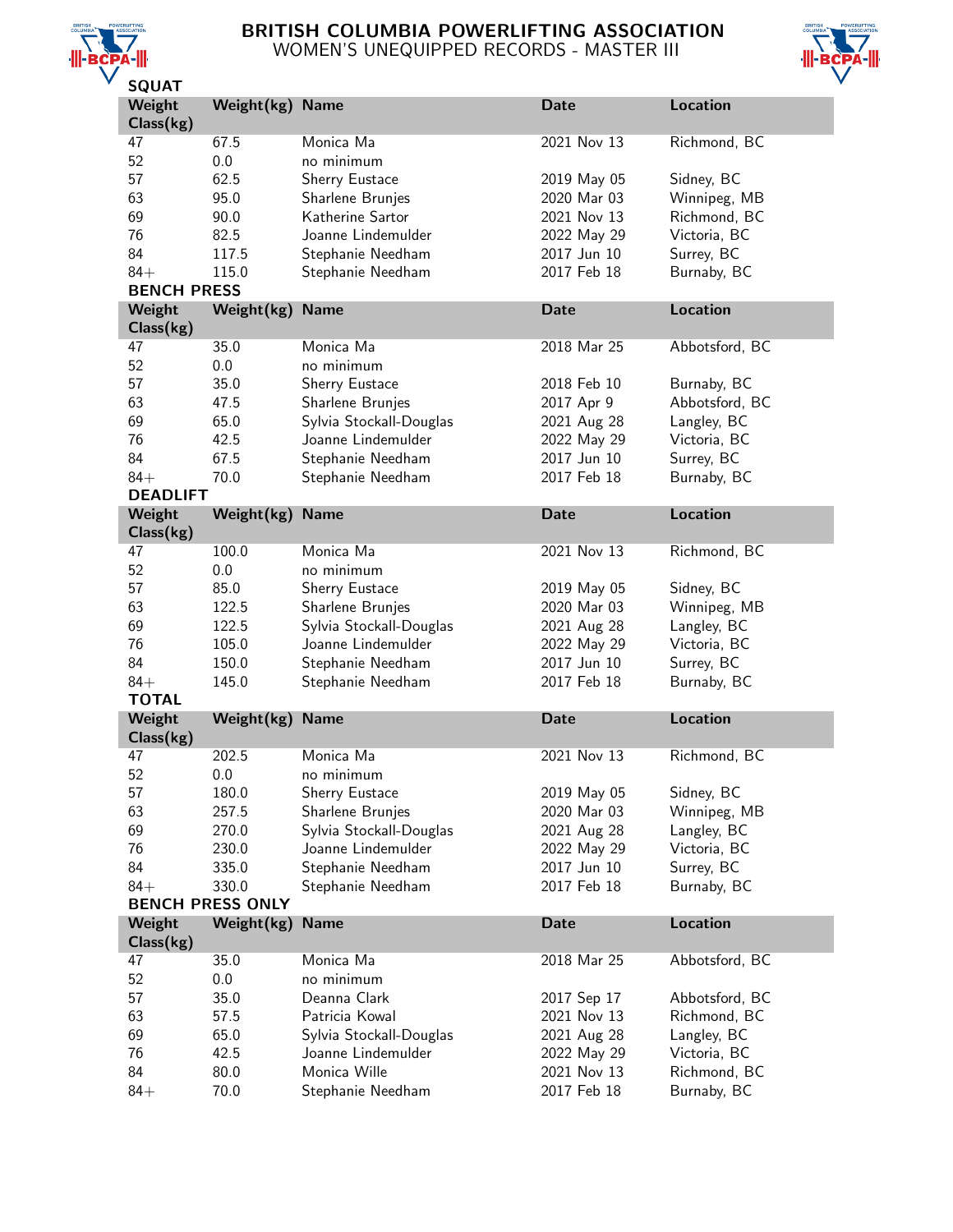# BRITISH COLUMBIA POWERLIFTING ASSOCIATION

## WOMEN'S UNEQUIPPED RECORDS - MASTER III

### SQUAT

| Weight Class(kg) | Weight(kg) | Name | Date | Location |
|---|---|---|---|---|
| 47 | 67.5 | Monica Ma | 2021 Nov 13 | Richmond, BC |
| 52 | 0.0 | no minimum | | |
| 57 | 62.5 | Sherry Eustace | 2019 May 05 | Sidney, BC |
| 63 | 95.0 | Sharlene Brunjes | 2020 Mar 03 | Winnipeg, MB |
| 69 | 90.0 | Katherine Sartor | 2021 Nov 13 | Richmond, BC |
| 76 | 82.5 | Joanne Lindemulder | 2022 May 29 | Victoria, BC |
| 84 | 117.5 | Stephanie Needham | 2017 Jun 10 | Surrey, BC |
| 84+ | 115.0 | Stephanie Needham | 2017 Feb 18 | Burnaby, BC |

### BENCH PRESS

| Weight Class(kg) | Weight(kg) | Name | Date | Location |
|---|---|---|---|---|
| 47 | 35.0 | Monica Ma | 2018 Mar 25 | Abbotsford, BC |
| 52 | 0.0 | no minimum | | |
| 57 | 35.0 | Sherry Eustace | 2018 Feb 10 | Burnaby, BC |
| 63 | 47.5 | Sharlene Brunjes | 2017 Apr 9 | Abbotsford, BC |
| 69 | 65.0 | Sylvia Stockall-Douglas | 2021 Aug 28 | Langley, BC |
| 76 | 42.5 | Joanne Lindemulder | 2022 May 29 | Victoria, BC |
| 84 | 67.5 | Stephanie Needham | 2017 Jun 10 | Surrey, BC |
| 84+ | 70.0 | Stephanie Needham | 2017 Feb 18 | Burnaby, BC |

### DEADLIFT

| Weight Class(kg) | Weight(kg) | Name | Date | Location |
|---|---|---|---|---|
| 47 | 100.0 | Monica Ma | 2021 Nov 13 | Richmond, BC |
| 52 | 0.0 | no minimum | | |
| 57 | 85.0 | Sherry Eustace | 2019 May 05 | Sidney, BC |
| 63 | 122.5 | Sharlene Brunjes | 2020 Mar 03 | Winnipeg, MB |
| 69 | 122.5 | Sylvia Stockall-Douglas | 2021 Aug 28 | Langley, BC |
| 76 | 105.0 | Joanne Lindemulder | 2022 May 29 | Victoria, BC |
| 84 | 150.0 | Stephanie Needham | 2017 Jun 10 | Surrey, BC |
| 84+ | 145.0 | Stephanie Needham | 2017 Feb 18 | Burnaby, BC |

### TOTAL

| Weight Class(kg) | Weight(kg) | Name | Date | Location |
|---|---|---|---|---|
| 47 | 202.5 | Monica Ma | 2021 Nov 13 | Richmond, BC |
| 52 | 0.0 | no minimum | | |
| 57 | 180.0 | Sherry Eustace | 2019 May 05 | Sidney, BC |
| 63 | 257.5 | Sharlene Brunjes | 2020 Mar 03 | Winnipeg, MB |
| 69 | 270.0 | Sylvia Stockall-Douglas | 2021 Aug 28 | Langley, BC |
| 76 | 230.0 | Joanne Lindemulder | 2022 May 29 | Victoria, BC |
| 84 | 335.0 | Stephanie Needham | 2017 Jun 10 | Surrey, BC |
| 84+ | 330.0 | Stephanie Needham | 2017 Feb 18 | Burnaby, BC |

### BENCH PRESS ONLY

| Weight Class(kg) | Weight(kg) | Name | Date | Location |
|---|---|---|---|---|
| 47 | 35.0 | Monica Ma | 2018 Mar 25 | Abbotsford, BC |
| 52 | 0.0 | no minimum | | |
| 57 | 35.0 | Deanna Clark | 2017 Sep 17 | Abbotsford, BC |
| 63 | 57.5 | Patricia Kowal | 2021 Nov 13 | Richmond, BC |
| 69 | 65.0 | Sylvia Stockall-Douglas | 2021 Aug 28 | Langley, BC |
| 76 | 42.5 | Joanne Lindemulder | 2022 May 29 | Victoria, BC |
| 84 | 80.0 | Monica Wille | 2021 Nov 13 | Richmond, BC |
| 84+ | 70.0 | Stephanie Needham | 2017 Feb 18 | Burnaby, BC |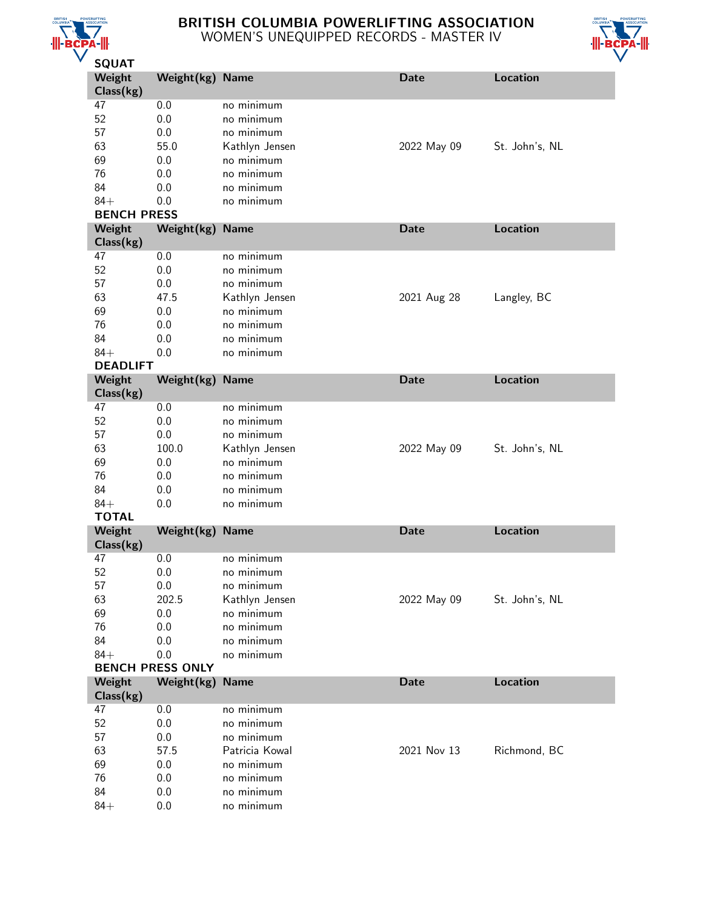# BRITISH COLUMBIA POWERLIFTING ASSOCIATION

## WOMEN'S UNEQUIPPED RECORDS - MASTER IV

### SQUAT

| Weight Class(kg) | Weight(kg) | Name | Date | Location |
|---|---|---|---|---|
| 47 | 0.0 | no minimum | | |
| 52 | 0.0 | no minimum | | |
| 57 | 0.0 | no minimum | | |
| 63 | 55.0 | Kathlyn Jensen | 2022 May 09 | St. John's, NL |
| 69 | 0.0 | no minimum | | |
| 76 | 0.0 | no minimum | | |
| 84 | 0.0 | no minimum | | |
| 84+ | 0.0 | no minimum | | |

### BENCH PRESS

| Weight Class(kg) | Weight(kg) | Name | Date | Location |
|---|---|---|---|---|
| 47 | 0.0 | no minimum | | |
| 52 | 0.0 | no minimum | | |
| 57 | 0.0 | no minimum | | |
| 63 | 47.5 | Kathlyn Jensen | 2021 Aug 28 | Langley, BC |
| 69 | 0.0 | no minimum | | |
| 76 | 0.0 | no minimum | | |
| 84 | 0.0 | no minimum | | |
| 84+ | 0.0 | no minimum | | |

### DEADLIFT

| Weight Class(kg) | Weight(kg) | Name | Date | Location |
|---|---|---|---|---|
| 47 | 0.0 | no minimum | | |
| 52 | 0.0 | no minimum | | |
| 57 | 0.0 | no minimum | | |
| 63 | 100.0 | Kathlyn Jensen | 2022 May 09 | St. John's, NL |
| 69 | 0.0 | no minimum | | |
| 76 | 0.0 | no minimum | | |
| 84 | 0.0 | no minimum | | |
| 84+ | 0.0 | no minimum | | |

### TOTAL

| Weight Class(kg) | Weight(kg) | Name | Date | Location |
|---|---|---|---|---|
| 47 | 0.0 | no minimum | | |
| 52 | 0.0 | no minimum | | |
| 57 | 0.0 | no minimum | | |
| 63 | 202.5 | Kathlyn Jensen | 2022 May 09 | St. John's, NL |
| 69 | 0.0 | no minimum | | |
| 76 | 0.0 | no minimum | | |
| 84 | 0.0 | no minimum | | |
| 84+ | 0.0 | no minimum | | |

### BENCH PRESS ONLY

| Weight Class(kg) | Weight(kg) | Name | Date | Location |
|---|---|---|---|---|
| 47 | 0.0 | no minimum | | |
| 52 | 0.0 | no minimum | | |
| 57 | 0.0 | no minimum | | |
| 63 | 57.5 | Patricia Kowal | 2021 Nov 13 | Richmond, BC |
| 69 | 0.0 | no minimum | | |
| 76 | 0.0 | no minimum | | |
| 84 | 0.0 | no minimum | | |
| 84+ | 0.0 | no minimum | | |